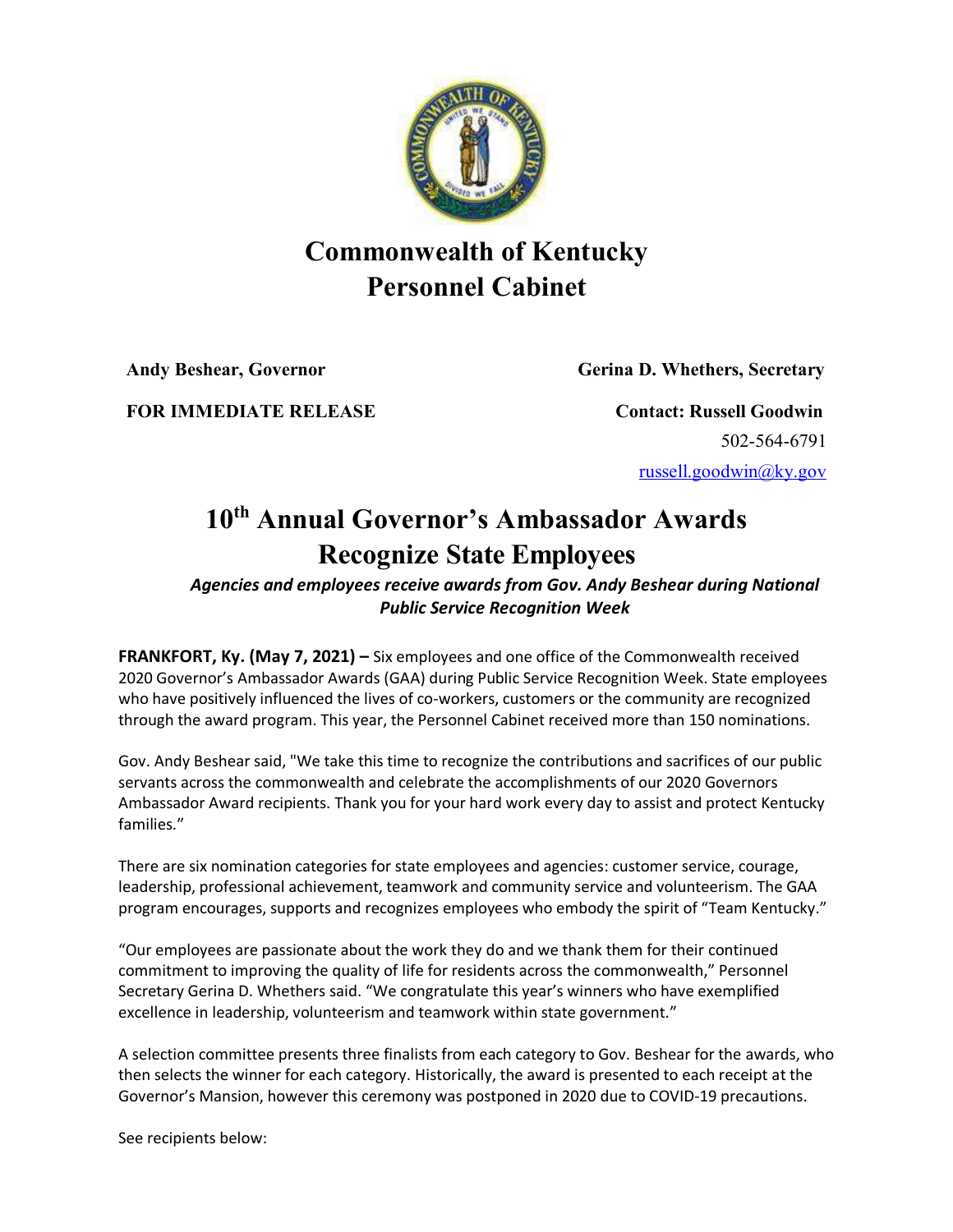# Commonwealth of Kentucky
# Personnel Cabinet

**Andy Beshear, Governor** **Gerina D. Whethers, Secretary**

**FOR IMMEDIATE RELEASE** **Contact: Russell Goodwin**
502-564-6791
russell.goodwin@ky.gov

# 10th Annual Governor's Ambassador Awards Recognize State Employees

***Agencies and employees receive awards from Gov. Andy Beshear during National Public Service Recognition Week***

**FRANKFORT, Ky. (May 7, 2021) –** Six employees and one office of the Commonwealth received 2020 Governor's Ambassador Awards (GAA) during Public Service Recognition Week. State employees who have positively influenced the lives of co-workers, customers or the community are recognized through the award program. This year, the Personnel Cabinet received more than 150 nominations.

Gov. Andy Beshear said, "We take this time to recognize the contributions and sacrifices of our public servants across the commonwealth and celebrate the accomplishments of our 2020 Governors Ambassador Award recipients. Thank you for your hard work every day to assist and protect Kentucky families."

There are six nomination categories for state employees and agencies: customer service, courage, leadership, professional achievement, teamwork and community service and volunteerism. The GAA program encourages, supports and recognizes employees who embody the spirit of "Team Kentucky."

"Our employees are passionate about the work they do and we thank them for their continued commitment to improving the quality of life for residents across the commonwealth," Personnel Secretary Gerina D. Whethers said. "We congratulate this year's winners who have exemplified excellence in leadership, volunteerism and teamwork within state government."

A selection committee presents three finalists from each category to Gov. Beshear for the awards, who then selects the winner for each category. Historically, the award is presented to each receipt at the Governor's Mansion, however this ceremony was postponed in 2020 due to COVID-19 precautions.

See recipients below: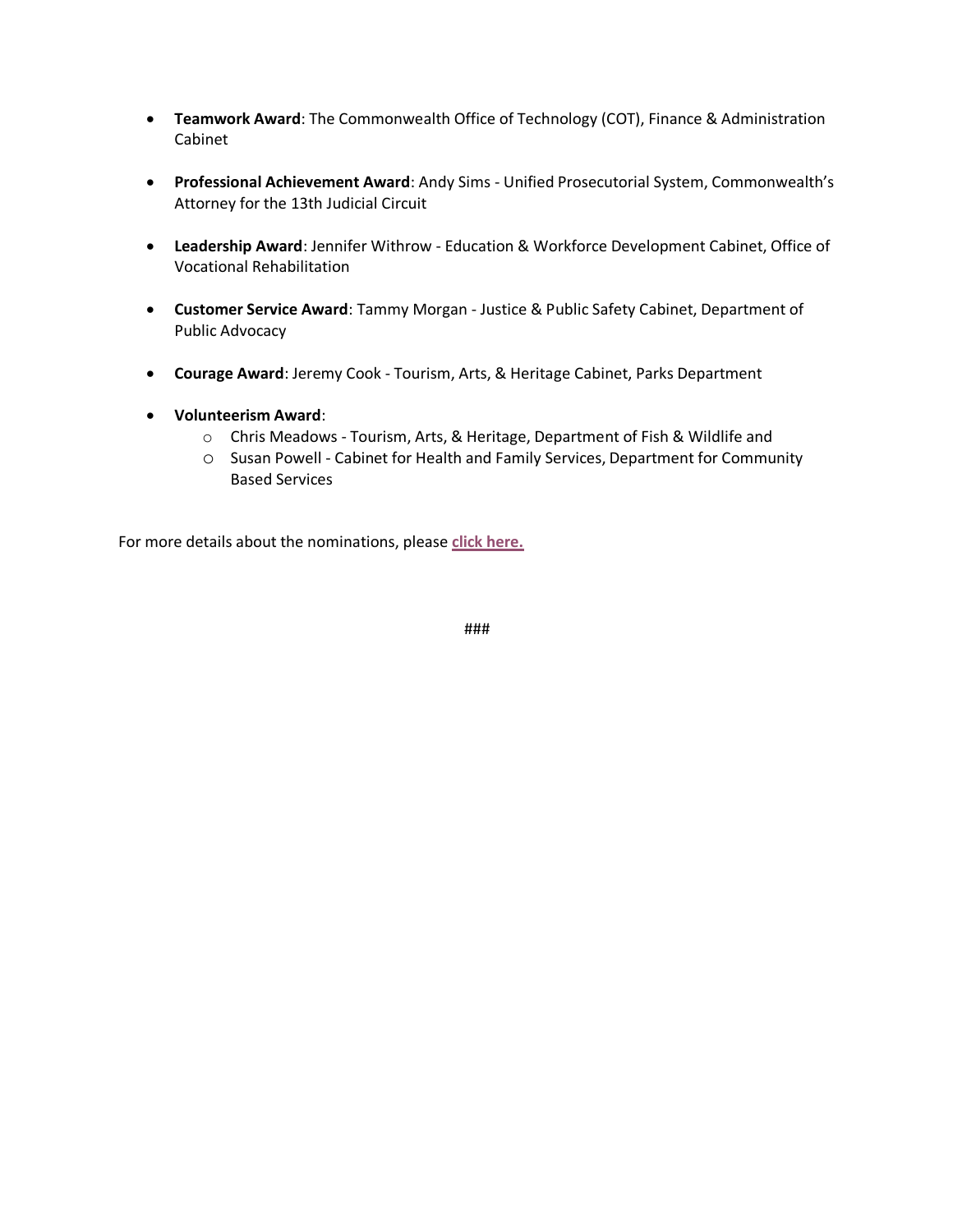- **Teamwork Award**: The Commonwealth Office of Technology (COT), Finance & Administration Cabinet

- **Professional Achievement Award**: Andy Sims - Unified Prosecutorial System, Commonwealth's Attorney for the 13th Judicial Circuit

- **Leadership Award**: Jennifer Withrow - Education & Workforce Development Cabinet, Office of Vocational Rehabilitation

- **Customer Service Award**: Tammy Morgan - Justice & Public Safety Cabinet, Department of Public Advocacy

- **Courage Award**: Jeremy Cook - Tourism, Arts, & Heritage Cabinet, Parks Department

- **Volunteerism Award**:
  - Chris Meadows - Tourism, Arts, & Heritage, Department of Fish & Wildlife and
  - Susan Powell - Cabinet for Health and Family Services, Department for Community Based Services

For more details about the nominations, please **click here.**

###